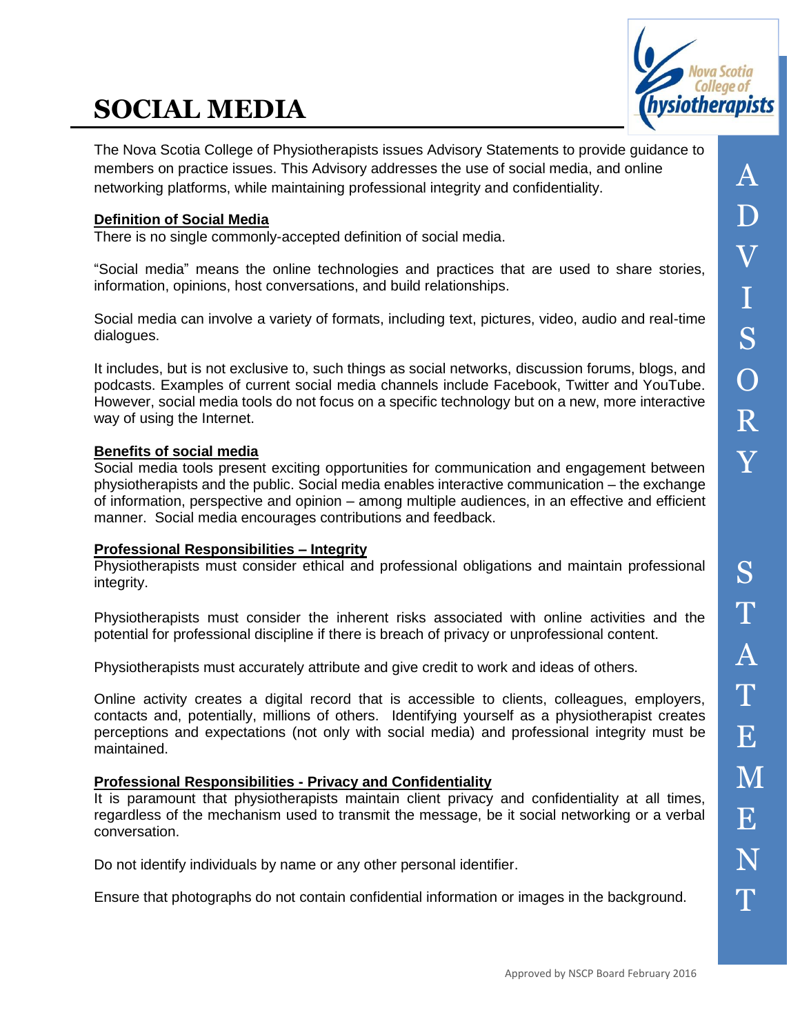# SOCIAL MEDIA

The Nova Scotia College of Physiotherapists issues Advisory Statements to provide guidance to members on practice issues. This Advisory addresses the use of social media, and online networking platforms, while maintaining professional integrity and confidentiality.

**Definition of Social Media**

There is no single commonly-accepted definition of social media.

"Social media" means the online technologies and practices that are used to share stories, information, opinions, host conversations, and build relationships.

Social media can involve a variety of formats, including text, pictures, video, audio and real-time dialogues.

It includes, but is not exclusive to, such things as social networks, discussion forums, blogs, and podcasts. Examples of current social media channels include Facebook, Twitter and YouTube. However, social media tools do not focus on a specific technology but on a new, more interactive way of using the Internet.

**Benefits of social media**

Social media tools present exciting opportunities for communication and engagement between physiotherapists and the public. Social media enables interactive communication – the exchange of information, perspective and opinion – among multiple audiences, in an effective and efficient manner. Social media encourages contributions and feedback.

**Professional Responsibilities – Integrity**

Physiotherapists must consider ethical and professional obligations and maintain professional integrity.

Physiotherapists must consider the inherent risks associated with online activities and the potential for professional discipline if there is breach of privacy or unprofessional content.

Physiotherapists must accurately attribute and give credit to work and ideas of others.

Online activity creates a digital record that is accessible to clients, colleagues, employers, contacts and, potentially, millions of others. Identifying yourself as a physiotherapist creates perceptions and expectations (not only with social media) and professional integrity must be maintained.

**Professional Responsibilities - Privacy and Confidentiality**

It is paramount that physiotherapists maintain client privacy and confidentiality at all times, regardless of the mechanism used to transmit the message, be it social networking or a verbal conversation.

Do not identify individuals by name or any other personal identifier.

Ensure that photographs do not contain confidential information or images in the background.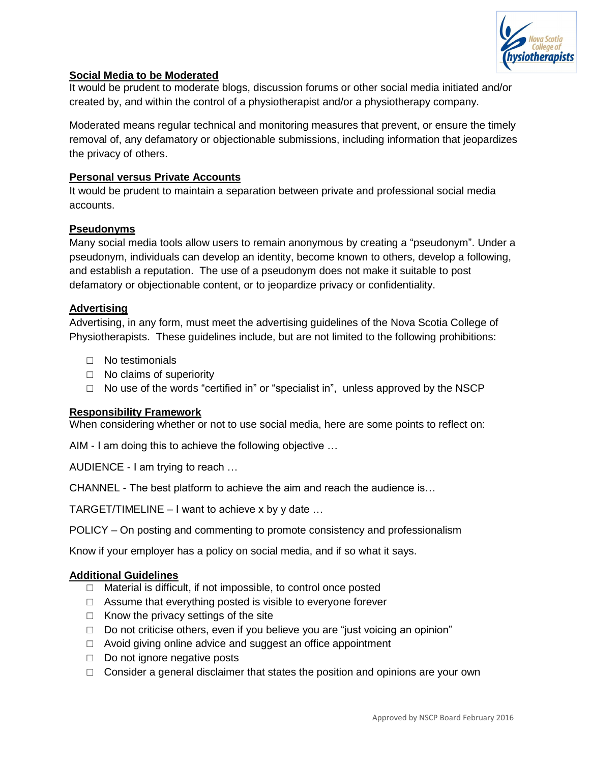## Social Media to be Moderated

It would be prudent to moderate blogs, discussion forums or other social media initiated and/or created by, and within the control of a physiotherapist and/or a physiotherapy company.

Moderated means regular technical and monitoring measures that prevent, or ensure the timely removal of, any defamatory or objectionable submissions, including information that jeopardizes the privacy of others.

## Personal versus Private Accounts

It would be prudent to maintain a separation between private and professional social media accounts.

## Pseudonyms

Many social media tools allow users to remain anonymous by creating a "pseudonym". Under a pseudonym, individuals can develop an identity, become known to others, develop a following, and establish a reputation. The use of a pseudonym does not make it suitable to post defamatory or objectionable content, or to jeopardize privacy or confidentiality.

## Advertising

Advertising, in any form, must meet the advertising guidelines of the Nova Scotia College of Physiotherapists. These guidelines include, but are not limited to the following prohibitions:

- No testimonials
- No claims of superiority
- No use of the words "certified in" or "specialist in", unless approved by the NSCP

## Responsibility Framework

When considering whether or not to use social media, here are some points to reflect on:

AIM - I am doing this to achieve the following objective …

AUDIENCE - I am trying to reach …

CHANNEL - The best platform to achieve the aim and reach the audience is…

TARGET/TIMELINE – I want to achieve x by y date …

POLICY – On posting and commenting to promote consistency and professionalism

Know if your employer has a policy on social media, and if so what it says.

## Additional Guidelines

- Material is difficult, if not impossible, to control once posted
- Assume that everything posted is visible to everyone forever
- Know the privacy settings of the site
- Do not criticise others, even if you believe you are "just voicing an opinion"
- Avoid giving online advice and suggest an office appointment
- Do not ignore negative posts
- Consider a general disclaimer that states the position and opinions are your own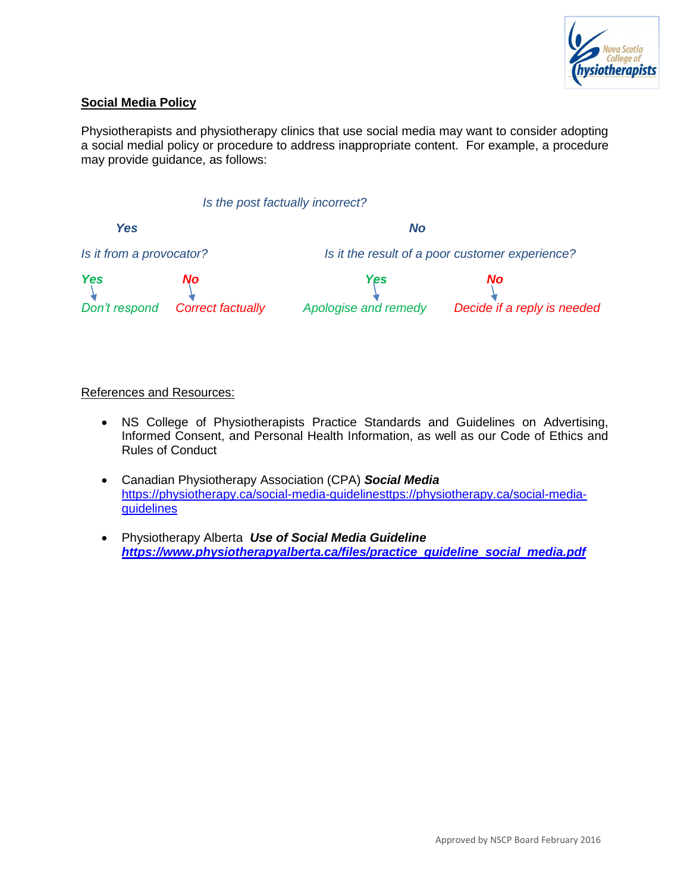**Social Media Policy**

Physiotherapists and physiotherapy clinics that use social media may want to consider adopting a social medial policy or procedure to address inappropriate content. For example, a procedure may provide guidance, as follows:

*Is the post factually incorrect?*

***Yes***

*Is it from a provocator?*

- ***Yes*** → *Don't respond*
- ***No*** → *Correct factually*

***No***

*Is it the result of a poor customer experience?*

- ***Yes*** → *Apologise and remedy*
- ***No*** → *Decide if a reply is needed*

References and Resources:

- NS College of Physiotherapists Practice Standards and Guidelines on Advertising, Informed Consent, and Personal Health Information, as well as our Code of Ethics and Rules of Conduct
- Canadian Physiotherapy Association (CPA) ***Social Media***
  https://physiotherapy.ca/social-media-guidelinesttps://physiotherapy.ca/social-media-guidelines
- Physiotherapy Alberta ***Use of Social Media Guideline***
  ***https://www.physiotherapyalberta.ca/files/practice_guideline_social_media.pdf***

Approved by NSCP Board February 2016